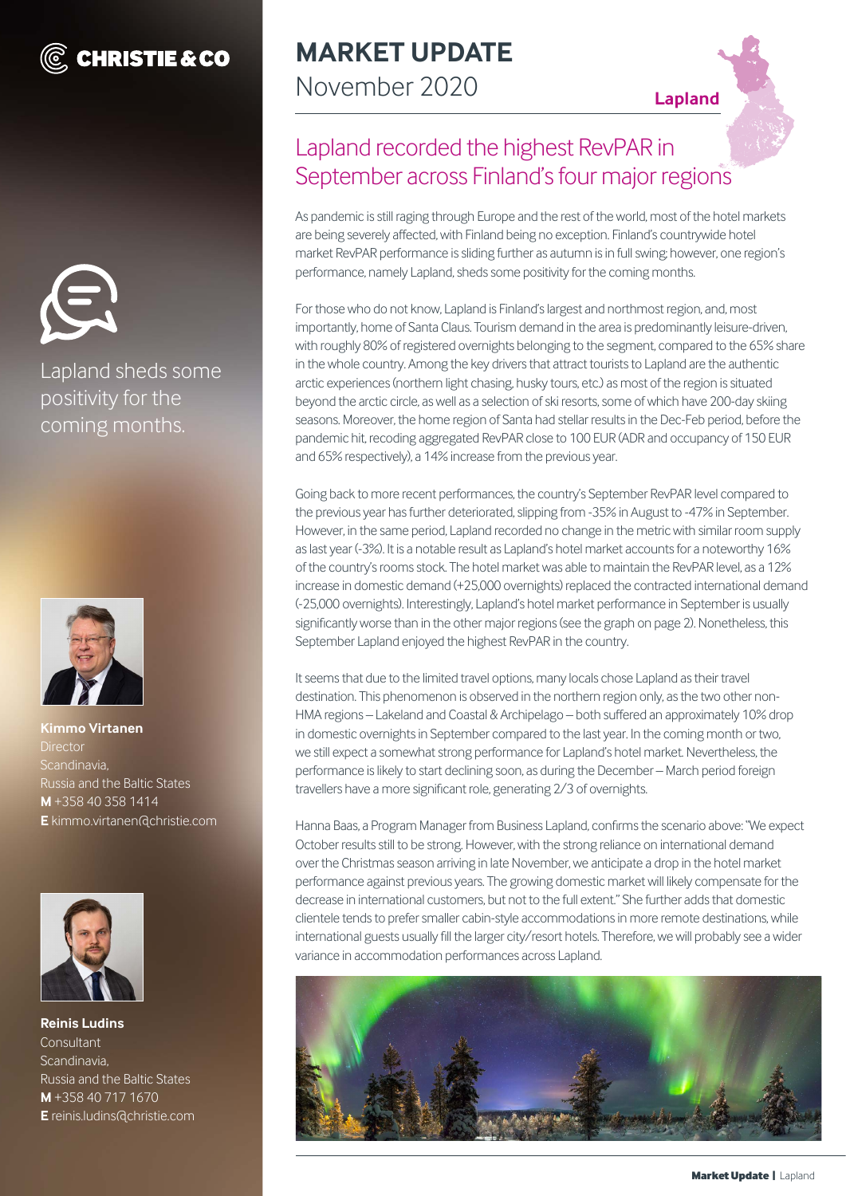# MARKET UPDATE

November 2020

**Lapland**

## Lapland recorded the highest RevPAR in September across Finland's four major regions

As pandemic is still raging through Europe and the rest of the world, most of the hotel markets are being severely affected, with Finland being no exception. Finland's countrywide hotel market RevPAR performance is sliding further as autumn is in full swing; however, one region's performance, namely Lapland, sheds some positivity for the coming months.

For those who do not know, Lapland is Finland's largest and northmost region, and, most importantly, home of Santa Claus. Tourism demand in the area is predominantly leisure-driven, with roughly 80% of registered overnights belonging to the segment, compared to the 65% share in the whole country. Among the key drivers that attract tourists to Lapland are the authentic arctic experiences (northern light chasing, husky tours, etc.) as most of the region is situated beyond the arctic circle, as well as a selection of ski resorts, some of which have 200-day skiing seasons. Moreover, the home region of Santa had stellar results in the Dec-Feb period, before the pandemic hit, recoding aggregated RevPAR close to 100 EUR (ADR and occupancy of 150 EUR and 65% respectively), a 14% increase from the previous year.

Going back to more recent performances, the country's September RevPAR level compared to the previous year has further deteriorated, slipping from -35% in August to -47% in September. However, in the same period, Lapland recorded no change in the metric with similar room supply as last year (-3%). It is a notable result as Lapland's hotel market accounts for a noteworthy 16% of the country's rooms stock. The hotel market was able to maintain the RevPAR level, as a 12% increase in domestic demand (+25,000 overnights) replaced the contracted international demand (-25,000 overnights). Interestingly, Lapland's hotel market performance in September is usually significantly worse than in the other major regions (see the graph on page 2). Nonetheless, this September Lapland enjoyed the highest RevPAR in the country.

It seems that due to the limited travel options, many locals chose Lapland as their travel destination. This phenomenon is observed in the northern region only, as the two other non-HMA regions – Lakeland and Coastal & Archipelago – both suffered an approximately 10% drop in domestic overnights in September compared to the last year. In the coming month or two, we still expect a somewhat strong performance for Lapland's hotel market. Nevertheless, the performance is likely to start declining soon, as during the December – March period foreign travellers have a more significant role, generating 2/3 of overnights.

Hanna Baas, a Program Manager from Business Lapland, confirms the scenario above: "We expect October results still to be strong. However, with the strong reliance on international demand over the Christmas season arriving in late November, we anticipate a drop in the hotel market performance against previous years. The growing domestic market will likely compensate for the decrease in international customers, but not to the full extent." She further adds that domestic clientele tends to prefer smaller cabin-style accommodations in more remote destinations, while international guests usually fill the larger city/resort hotels. Therefore, we will probably see a wider variance in accommodation performances across Lapland.

Lapland sheds some positivity for the coming months.

**Kimmo Virtanen**
Director
Scandinavia, Russia and the Baltic States
**M** +358 40 358 1414
**E** kimmo.virtanen@christie.com

**Reinis Ludins**
Consultant
Scandinavia, Russia and the Baltic States
**M** +358 40 717 1670
**E** reinis.ludins@christie.com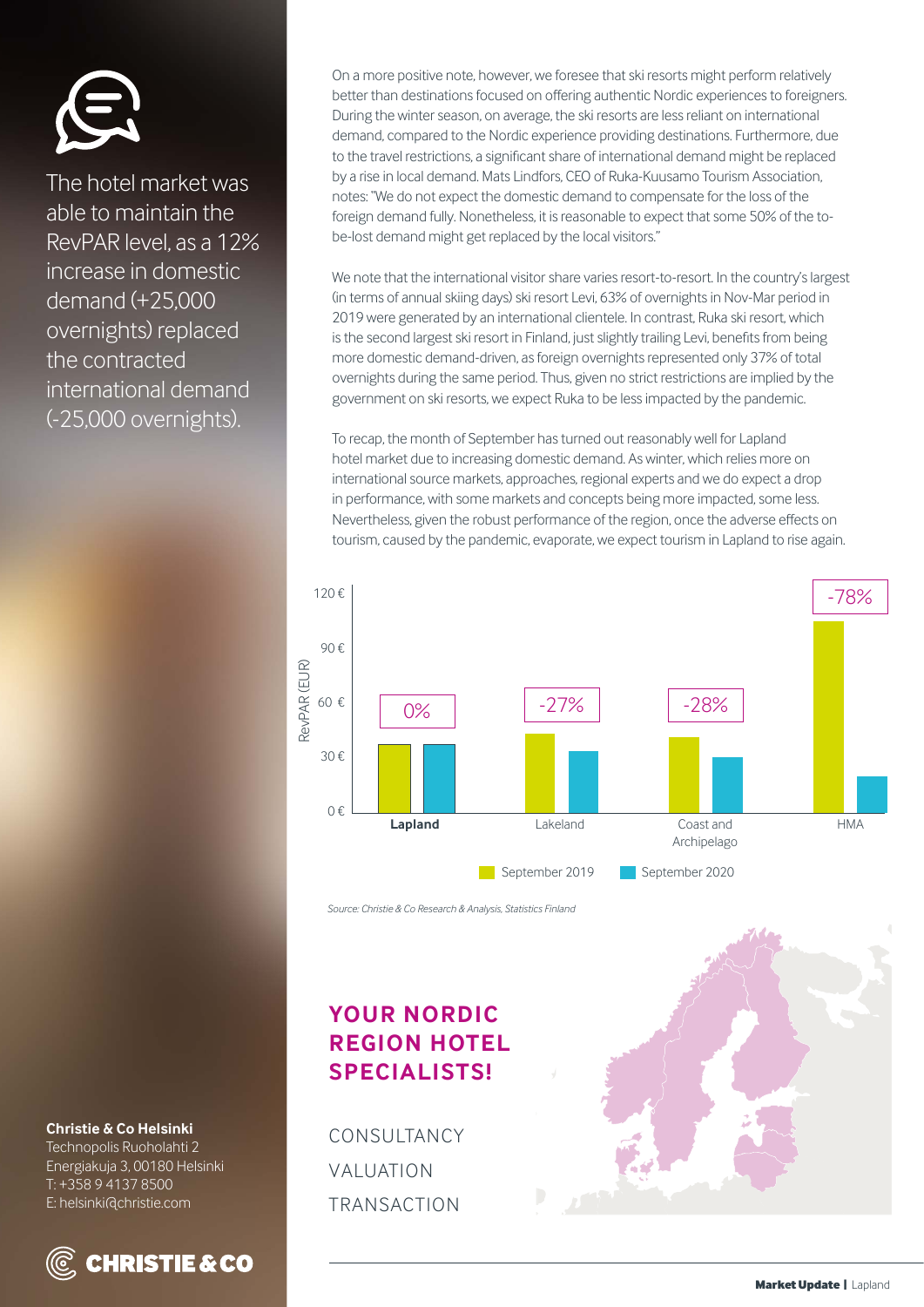The hotel market was able to maintain the RevPAR level, as a 12% increase in domestic demand (+25,000 overnights) replaced the contracted international demand (-25,000 overnights).

On a more positive note, however, we foresee that ski resorts might perform relatively better than destinations focused on offering authentic Nordic experiences to foreigners. During the winter season, on average, the ski resorts are less reliant on international demand, compared to the Nordic experience providing destinations. Furthermore, due to the travel restrictions, a significant share of international demand might be replaced by a rise in local demand. Mats Lindfors, CEO of Ruka-Kuusamo Tourism Association, notes: "We do not expect the domestic demand to compensate for the loss of the foreign demand fully. Nonetheless, it is reasonable to expect that some 50% of the to-be-lost demand might get replaced by the local visitors."

We note that the international visitor share varies resort-to-resort. In the country's largest (in terms of annual skiing days) ski resort Levi, 63% of overnights in Nov-Mar period in 2019 were generated by an international clientele. In contrast, Ruka ski resort, which is the second largest ski resort in Finland, just slightly trailing Levi, benefits from being more domestic demand-driven, as foreign overnights represented only 37% of total overnights during the same period. Thus, given no strict restrictions are implied by the government on ski resorts, we expect Ruka to be less impacted by the pandemic.

To recap, the month of September has turned out reasonably well for Lapland hotel market due to increasing domestic demand. As winter, which relies more on international source markets, approaches, regional experts and we do expect a drop in performance, with some markets and concepts being more impacted, some less. Nevertheless, given the robust performance of the region, once the adverse effects on tourism, caused by the pandemic, evaporate, we expect tourism in Lapland to rise again.

RevPAR (EUR)

120 €
90 €
60 €
30 €
0 €

0%
-27%
-28%
-78%

**Lapland**
Lakeland
Coast and Archipelago
HMA

September 2019
September 2020

*Source: Christie & Co Research & Analysis, Statistics Finland*

## YOUR NORDIC REGION HOTEL SPECIALISTS!

CONSULTANCY

VALUATION

TRANSACTION

**Christie & Co Helsinki**
Technopolis Ruoholahti 2
Energiakuja 3, 00180 Helsinki
T: +358 9 4137 8500
E: helsinki@christie.com

CHRISTIE & CO